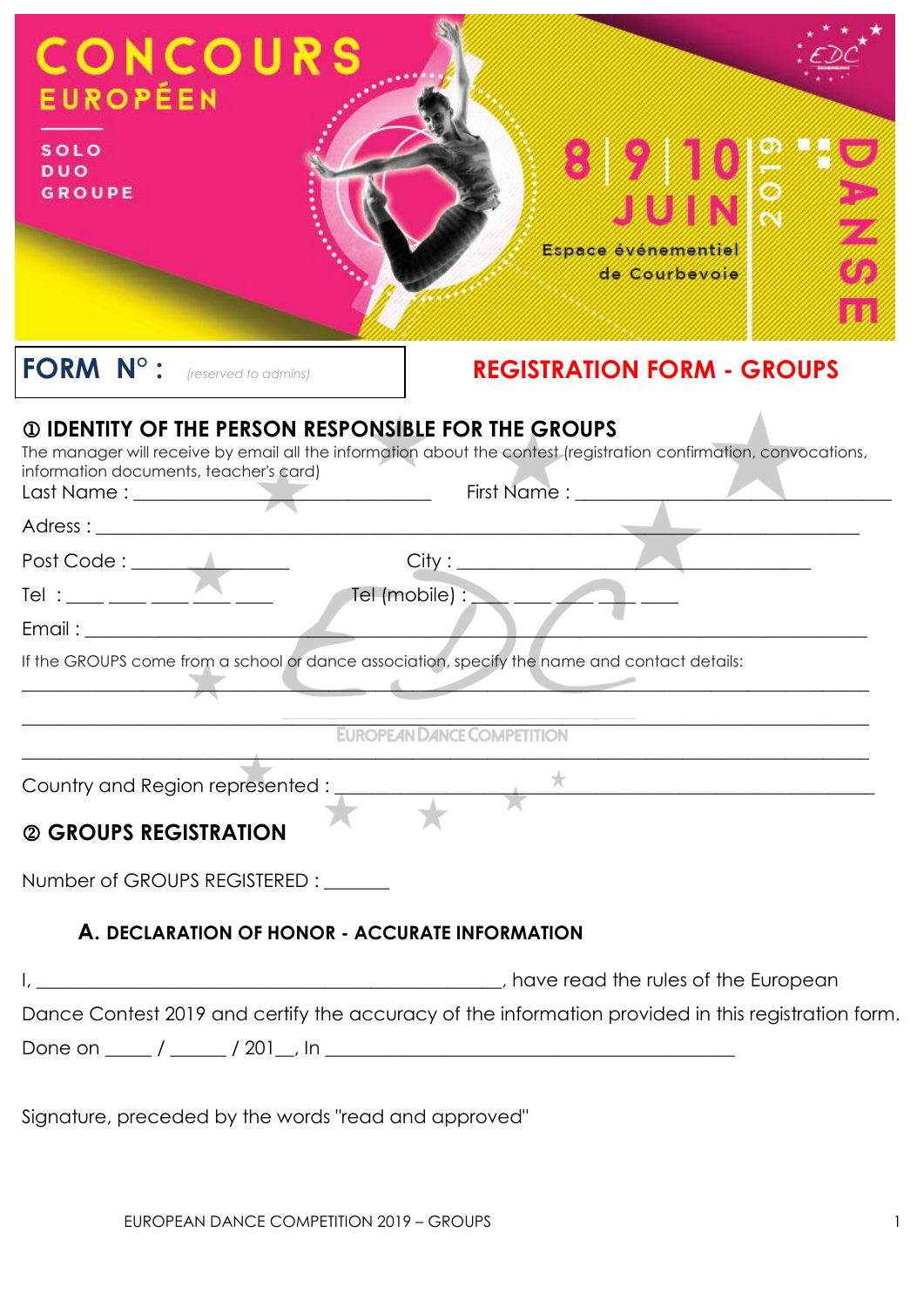# CONCOURS EUROPÉEN

SOLO
DUO
GROUPE

8 | 9 | 10 JUIN 2019

Espace événementiel de Courbevoie

DANSE

**FORM N° :** *(reserved to admins)*

## REGISTRATION FORM - GROUPS

### ① IDENTITY OF THE PERSON RESPONSIBLE FOR THE GROUPS

The manager will receive by email all the information about the contest (registration confirmation, convocations, information documents, teacher's card)

Last Name : ______________________________ First Name : ______________________________

Adress : ____________________________________________________________________________

Post Code : ______________ City : ___________________________________

Tel : ____ ____ ____ ____ ____ Tel (mobile) : ____ ____ ____ ____ ____

Email : _____________________________________________________________________________

If the GROUPS come from a school or dance association, specify the name and contact details:

_____________________________________________________________________________________

_____________________________________________________________________________________

_____________________________________________________________________________________

Country and Region represented : ____________________________________________________

### ② GROUPS REGISTRATION

Number of GROUPS REGISTERED : _______

#### A. DECLARATION OF HONOR - ACCURATE INFORMATION

I, _______________________________________________, have read the rules of the European Dance Contest 2019 and certify the accuracy of the information provided in this registration form.

Done on _____ / ______ / 201__, In ___________________________________________

Signature, preceded by the words "read and approved"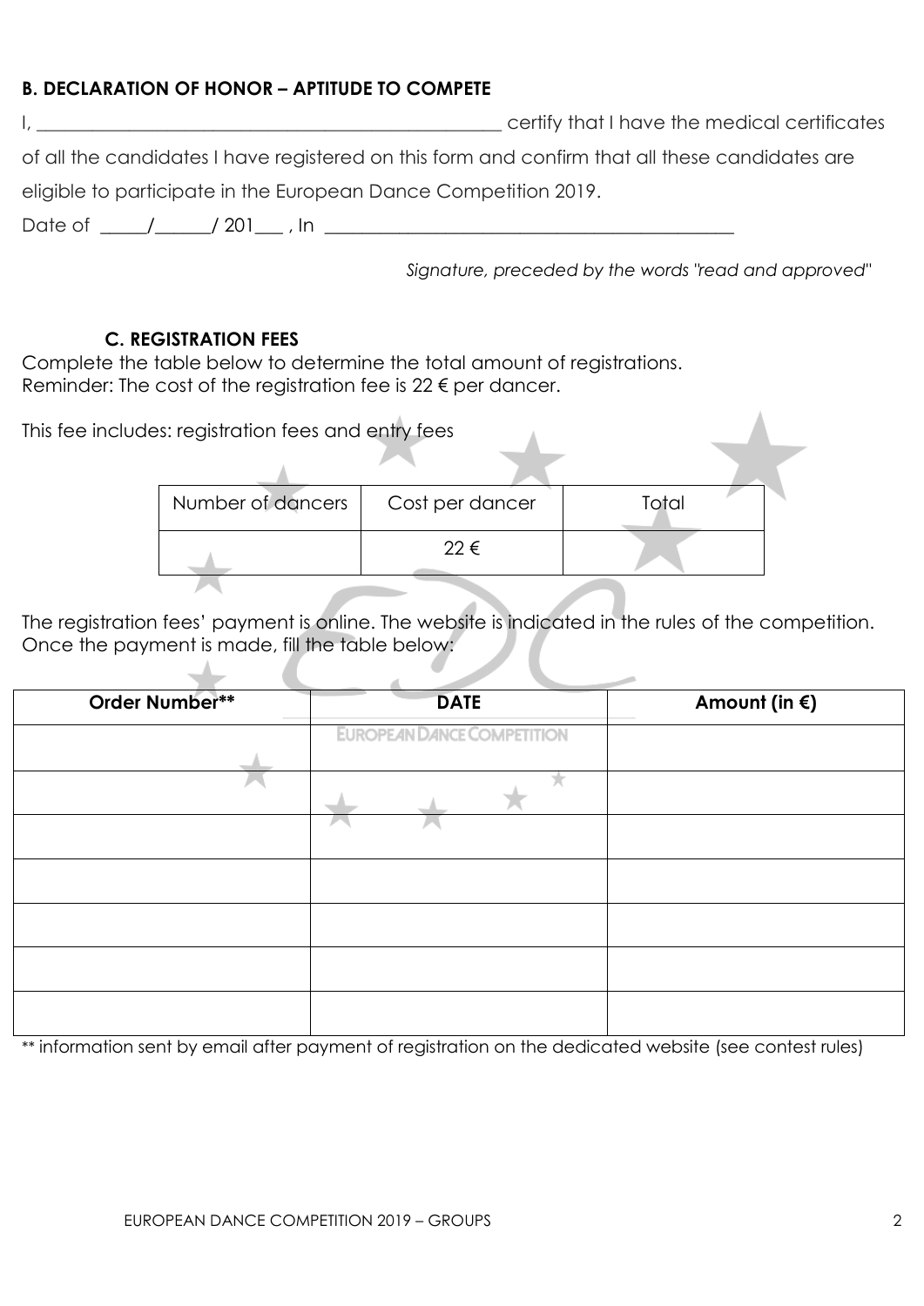### B. DECLARATION OF HONOR – APTITUDE TO COMPETE

I, _________________________________________________ certify that I have the medical certificates of all the candidates I have registered on this form and confirm that all these candidates are eligible to participate in the European Dance Competition 2019.

Date of _____/______/ 201___ , In ____________________________________________

*Signature, preceded by the words "read and approved"*

### C. REGISTRATION FEES

Complete the table below to determine the total amount of registrations.
Reminder: The cost of the registration fee is 22 € per dancer.

This fee includes: registration fees and entry fees

| Number of dancers | Cost per dancer | Total |
|---|---|---|
| | 22 € | |

The registration fees' payment is online. The website is indicated in the rules of the competition.
Once the payment is made, fill the table below:

| **Order Number**** | **DATE** | **Amount (in €)** |
|---|---|---|
| | | |
| | | |
| | | |
| | | |
| | | |
| | | |
| | | |

** information sent by email after payment of registration on the dedicated website (see contest rules)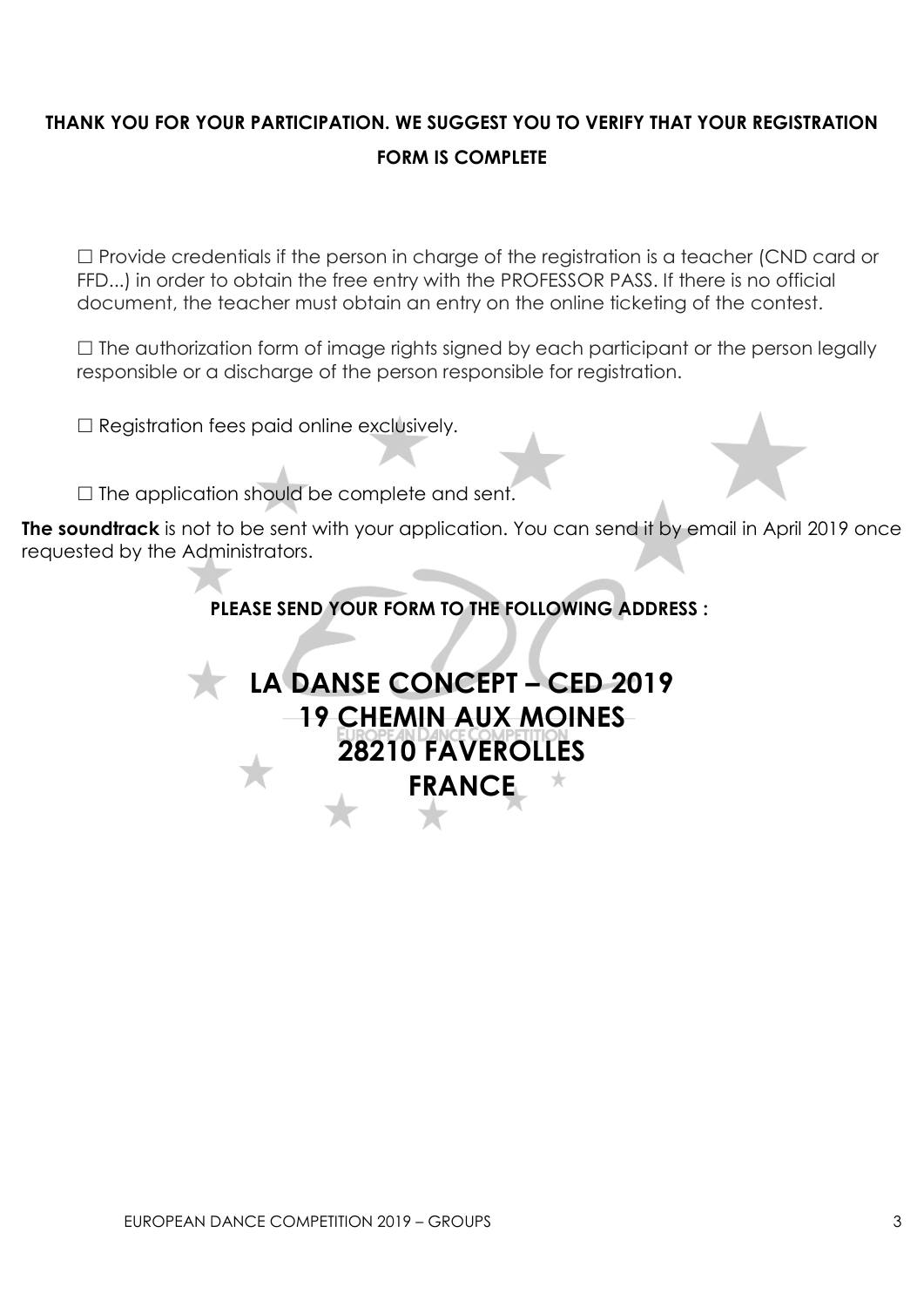**THANK YOU FOR YOUR PARTICIPATION. WE SUGGEST YOU TO VERIFY THAT YOUR REGISTRATION FORM IS COMPLETE**

☐ Provide credentials if the person in charge of the registration is a teacher (CND card or FFD...) in order to obtain the free entry with the PROFESSOR PASS. If there is no official document, the teacher must obtain an entry on the online ticketing of the contest.

☐ The authorization form of image rights signed by each participant or the person legally responsible or a discharge of the person responsible for registration.

☐ Registration fees paid online exclusively.

☐ The application should be complete and sent.

**The soundtrack** is not to be sent with your application. You can send it by email in April 2019 once requested by the Administrators.

**PLEASE SEND YOUR FORM TO THE FOLLOWING ADDRESS :**

**LA DANSE CONCEPT – CED 2019**
**19 CHEMIN AUX MOINES**
**28210 FAVEROLLES**
**FRANCE**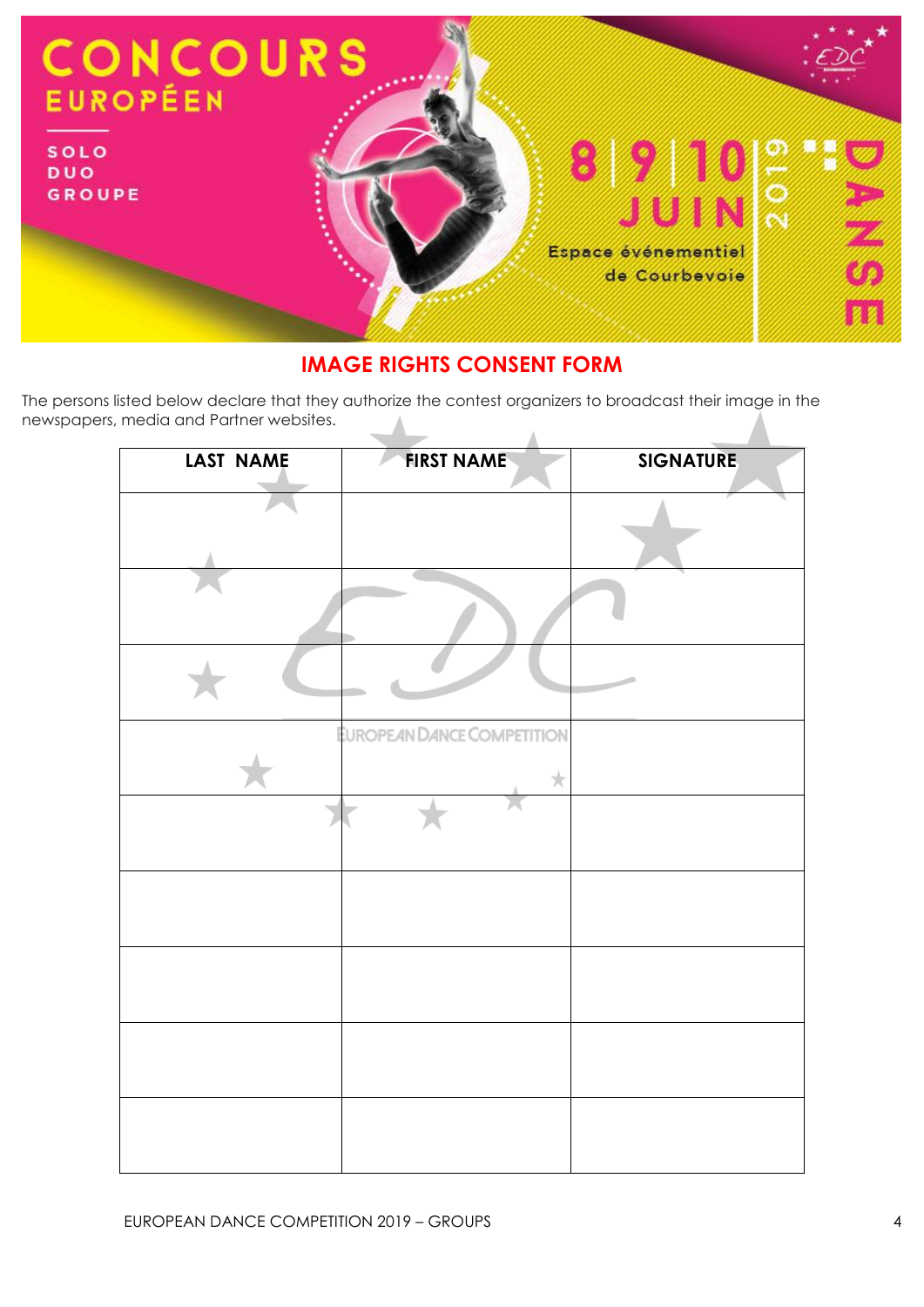CONCOURS EUROPÉEN

SOLO
DUO
GROUPE

8 | 9 | 10 JUIN 2019

Espace événementiel de Courbevoie

DANSE

## IMAGE RIGHTS CONSENT FORM

The persons listed below declare that they authorize the contest organizers to broadcast their image in the newspapers, media and Partner websites.

| LAST NAME | FIRST NAME | SIGNATURE |
| --- | --- | --- |
| | | |
| | | |
| | | |
| | | |
| | | |
| | | |
| | | |
| | | |
| | | |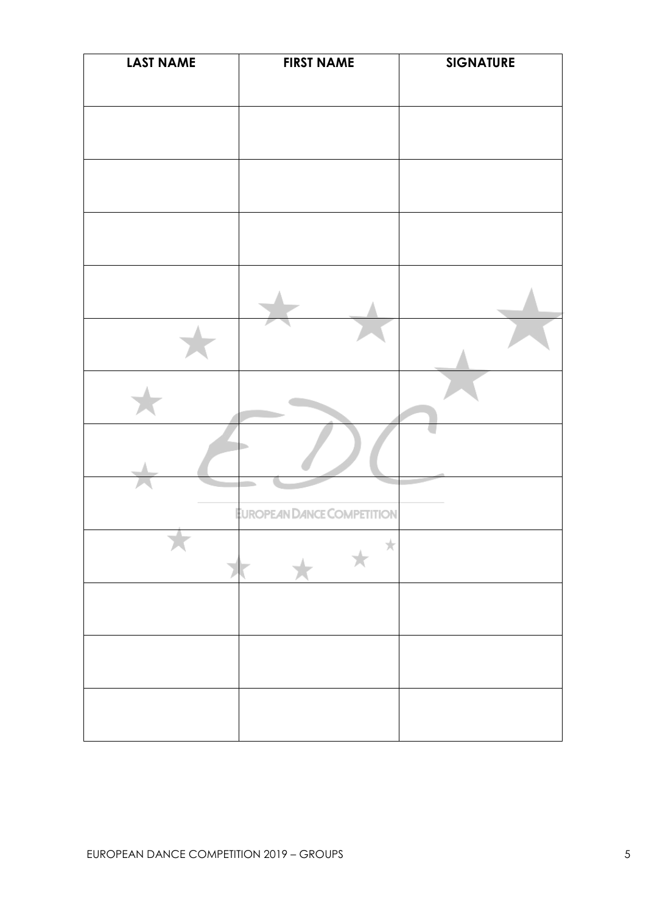| LAST NAME | FIRST NAME | SIGNATURE |
| --- | --- | --- |
| | | |
| | | |
| | | |
| | | |
| | | |
| | | |
| | | |
| | | |
| | | |
| | | |
| | | |
| | | |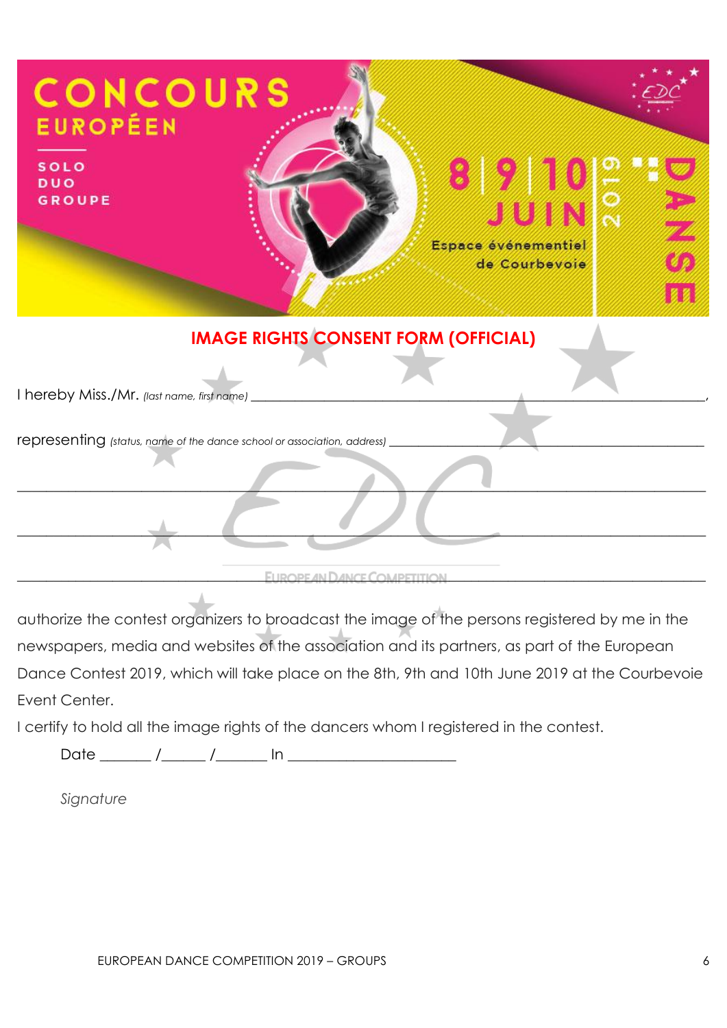CONCOURS EUROPÉEN

SOLO
DUO
GROUPE

8 | 9 | 10 JUIN 2019

Espace événementiel de Courbevoie

DANSE

## IMAGE RIGHTS CONSENT FORM (OFFICIAL)

I hereby Miss./Mr. *(last name, first name)* ______________________________________________,

representing *(status, name of the dance school or association, address)* ______________________________

______________________________________________________________________________

______________________________________________________________________________

______________________________________________________________________________

authorize the contest organizers to broadcast the image of the persons registered by me in the newspapers, media and websites of the association and its partners, as part of the European Dance Contest 2019, which will take place on the 8th, 9th and 10th June 2019 at the Courbevoie Event Center.

I certify to hold all the image rights of the dancers whom I registered in the contest.

Date _______ /______ /_______ In ______________________

*Signature*